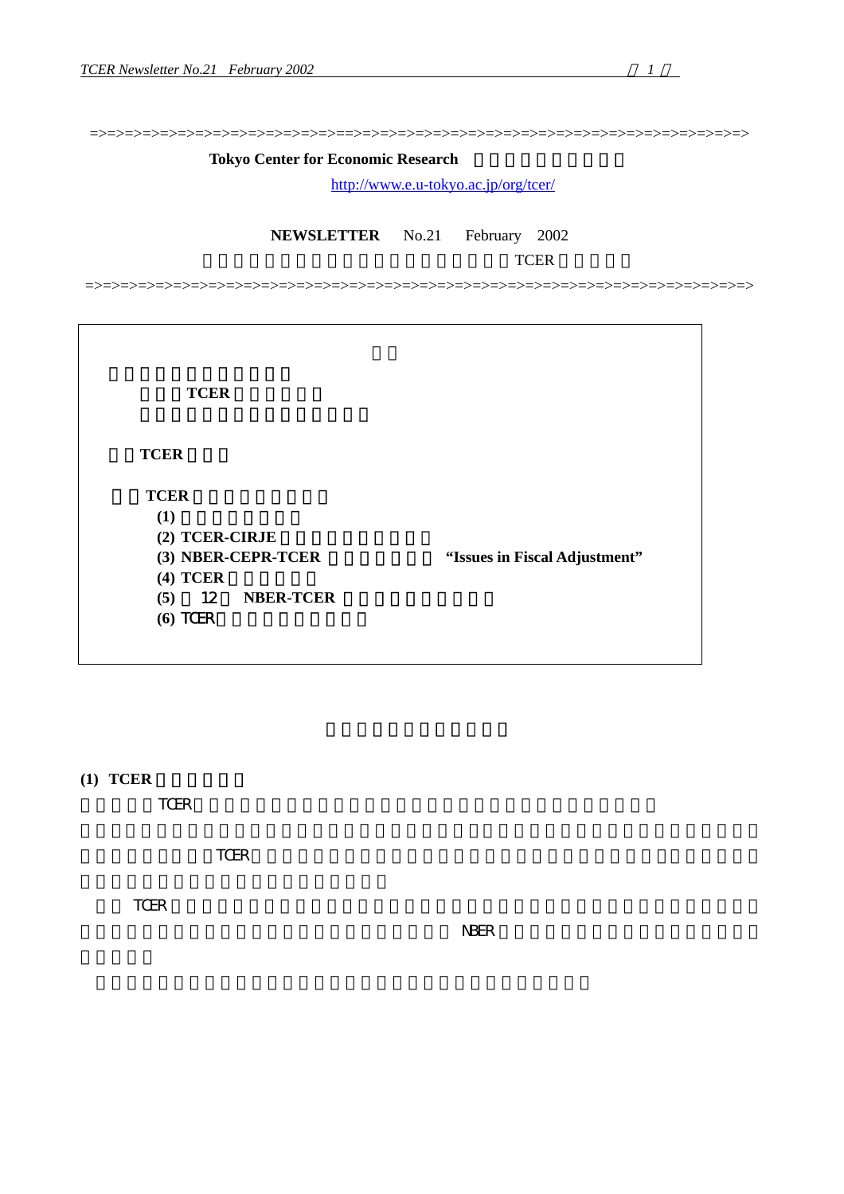=>=>=>=>=>=>=>=>=>=>=>=>=>=>=>=>=>=>=>=>=>=>=>=>=>=>=>=>=>=>=>=>=>=>=>=>=>=>=>=>=>=>=>=>=>

**Tokyo Center for Economic Research**

http://www.e.u-tokyo.ac.jp/org/tcer/

**NEWSLETTER** No.21 February 2002

TCER

=>=>=>=>=>=>=>=>=>=>=>=>=>=>=>=>=>=>=>=>=>=>=>=>=>=>=>=>=>=>=>=>=>=>=>=>=>=>=>=>=>=>=>=>=>

**TCER**

**TCER**

**TCER**

**(1)**

**(2) TCER-CIRJE**

**(3) NBER-CEPR-TCER** **"Issues in Fiscal Adjustment"**

**(4) TCER**

**(5)** 12 **NBER-TCER**

**(6)** TCER

**(1) TCER**

TCER

TCER

TCER

NBER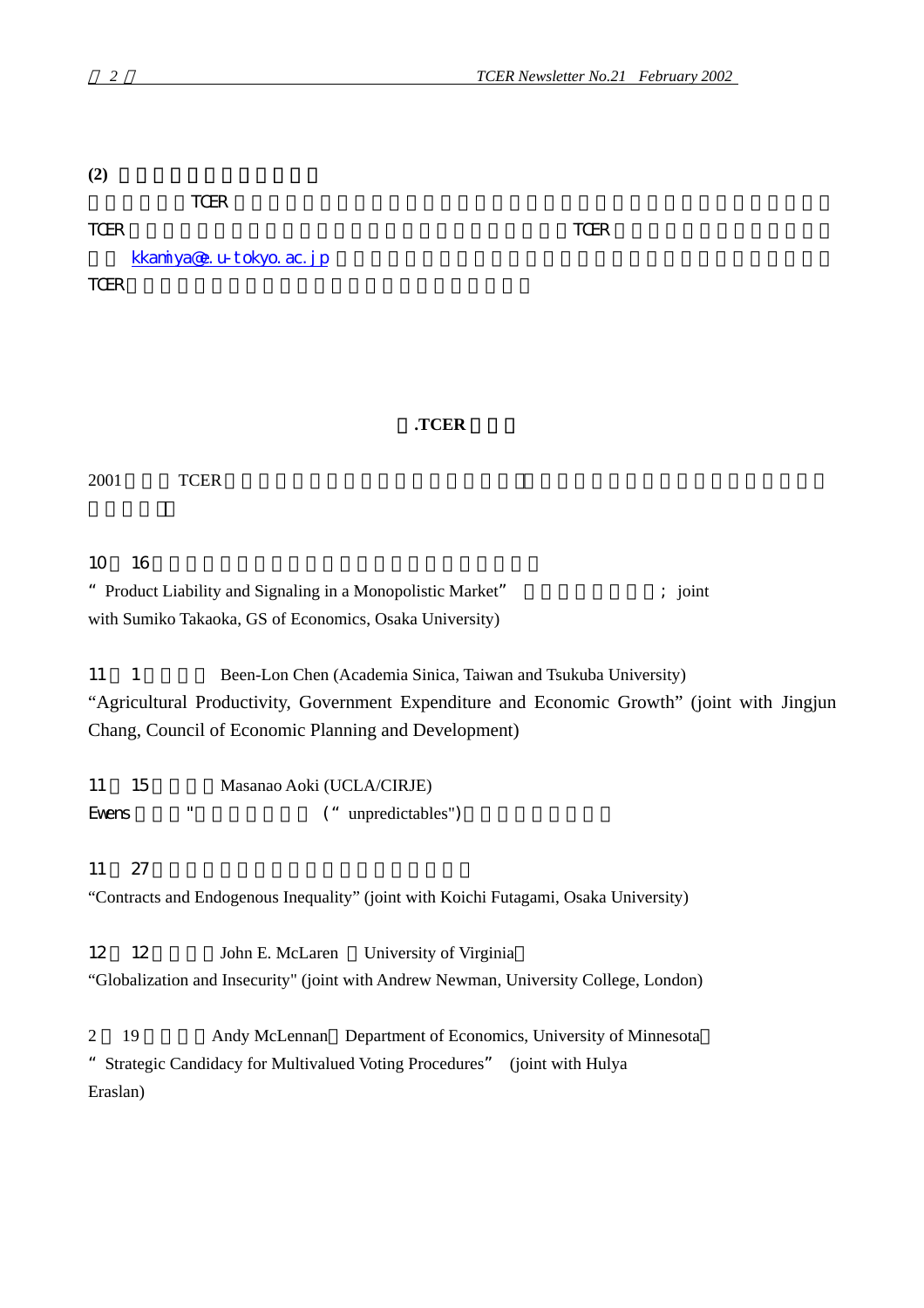**(2)**

TCER

TCER TCER

kkamiya@e.u-tokyo.ac.jp

TCER

**.TCER**

2001 TCER

10 16

"Product Liability and Signaling in a Monopolistic Market" ; joint with Sumiko Takaoka, GS of Economics, Osaka University)

11 1 Been-Lon Chen (Academia Sinica, Taiwan and Tsukuba University)
"Agricultural Productivity, Government Expenditure and Economic Growth" (joint with Jingjun Chang, Council of Economic Planning and Development)

11 15 Masanao Aoki (UCLA/CIRJE)
Ewens " (" unpredictables")

11 27

"Contracts and Endogenous Inequality" (joint with Koichi Futagami, Osaka University)

12 12 John E. McLaren University of Virginia
"Globalization and Insecurity" (joint with Andrew Newman, University College, London)

2 19 Andy McLennan Department of Economics, University of Minnesota
"Strategic Candidacy for Multivalued Voting Procedures" (joint with Hulya Eraslan)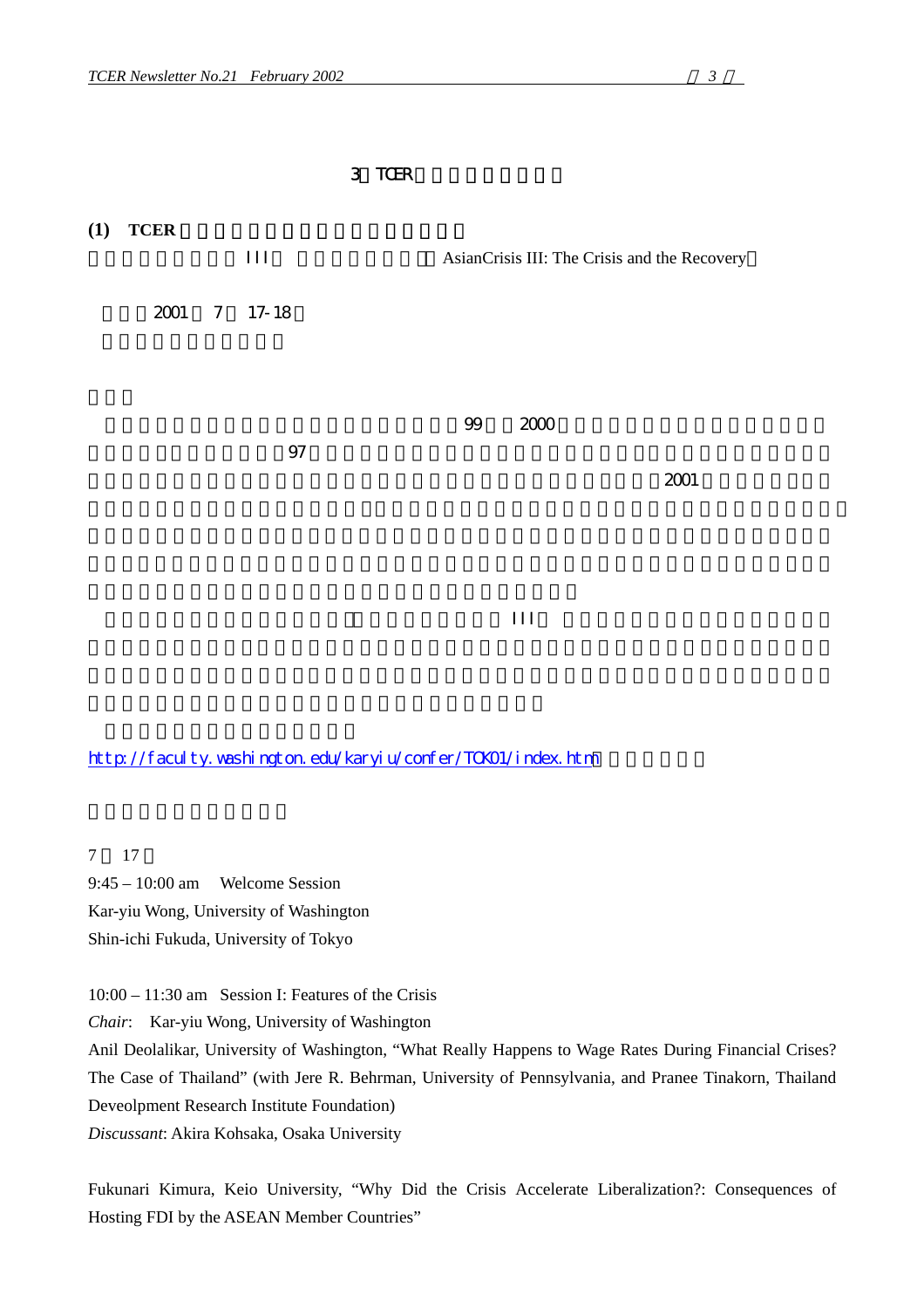3 TCER

**(1) TCER**

III AsianCrisis III: The Crisis and the Recovery

2001 7 17-18

99 2000

97

2001

III

http://faculty.washington.edu/karyiu/confer/TOK01/index.htm

7 17

9:45 – 10:00 am Welcome Session
Kar-yiu Wong, University of Washington
Shin-ichi Fukuda, University of Tokyo

10:00 – 11:30 am Session I: Features of the Crisis
*Chair*: Kar-yiu Wong, University of Washington
Anil Deolalikar, University of Washington, "What Really Happens to Wage Rates During Financial Crises? The Case of Thailand" (with Jere R. Behrman, University of Pennsylvania, and Pranee Tinakorn, Thailand Deveolpment Research Institute Foundation)
*Discussant*: Akira Kohsaka, Osaka University

Fukunari Kimura, Keio University, "Why Did the Crisis Accelerate Liberalization?: Consequences of Hosting FDI by the ASEAN Member Countries"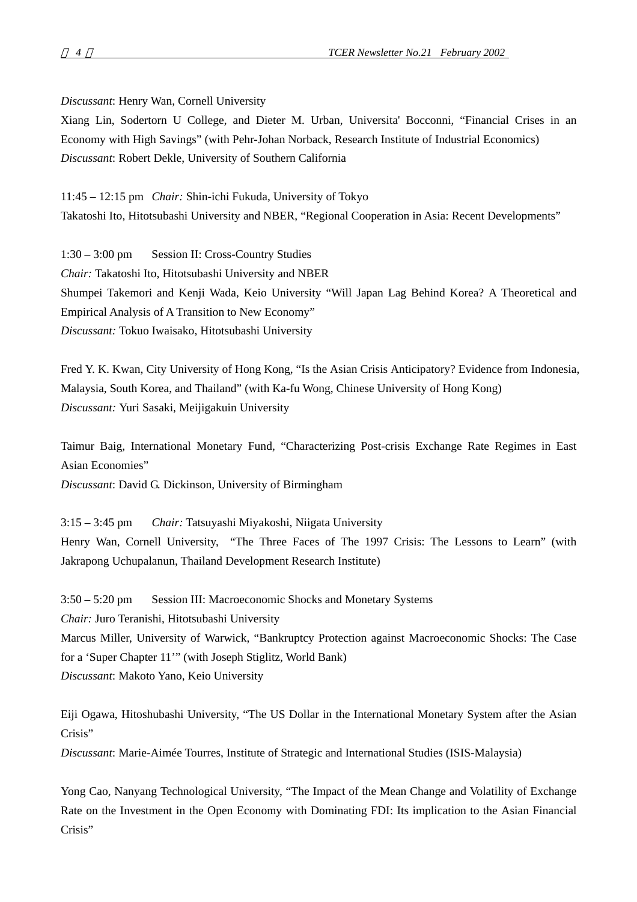*Discussant*: Henry Wan, Cornell University

Xiang Lin, Sodertorn U College, and Dieter M. Urban, Universita' Bocconni, "Financial Crises in an Economy with High Savings" (with Pehr-Johan Norback, Research Institute of Industrial Economics)

*Discussant*: Robert Dekle, University of Southern California

11:45 – 12:15 pm *Chair:* Shin-ichi Fukuda, University of Tokyo

Takatoshi Ito, Hitotsubashi University and NBER, "Regional Cooperation in Asia: Recent Developments"

1:30 – 3:00 pm Session II: Cross-Country Studies

*Chair:* Takatoshi Ito, Hitotsubashi University and NBER

Shumpei Takemori and Kenji Wada, Keio University "Will Japan Lag Behind Korea? A Theoretical and Empirical Analysis of A Transition to New Economy"

*Discussant:* Tokuo Iwaisako, Hitotsubashi University

Fred Y. K. Kwan, City University of Hong Kong, "Is the Asian Crisis Anticipatory? Evidence from Indonesia, Malaysia, South Korea, and Thailand" (with Ka-fu Wong, Chinese University of Hong Kong)

*Discussant:* Yuri Sasaki, Meijigakuin University

Taimur Baig, International Monetary Fund, "Characterizing Post-crisis Exchange Rate Regimes in East Asian Economies"

*Discussant*: David G. Dickinson, University of Birmingham

3:15 – 3:45 pm *Chair:* Tatsuyashi Miyakoshi, Niigata University

Henry Wan, Cornell University, "The Three Faces of The 1997 Crisis: The Lessons to Learn" (with Jakrapong Uchupalanun, Thailand Development Research Institute)

3:50 – 5:20 pm Session III: Macroeconomic Shocks and Monetary Systems

*Chair:* Juro Teranishi, Hitotsubashi University

Marcus Miller, University of Warwick, "Bankruptcy Protection against Macroeconomic Shocks: The Case for a 'Super Chapter 11'" (with Joseph Stiglitz, World Bank)

*Discussant*: Makoto Yano, Keio University

Eiji Ogawa, Hitoshubashi University, "The US Dollar in the International Monetary System after the Asian Crisis"

*Discussant*: Marie-Aimée Tourres, Institute of Strategic and International Studies (ISIS-Malaysia)

Yong Cao, Nanyang Technological University, "The Impact of the Mean Change and Volatility of Exchange Rate on the Investment in the Open Economy with Dominating FDI: Its implication to the Asian Financial Crisis"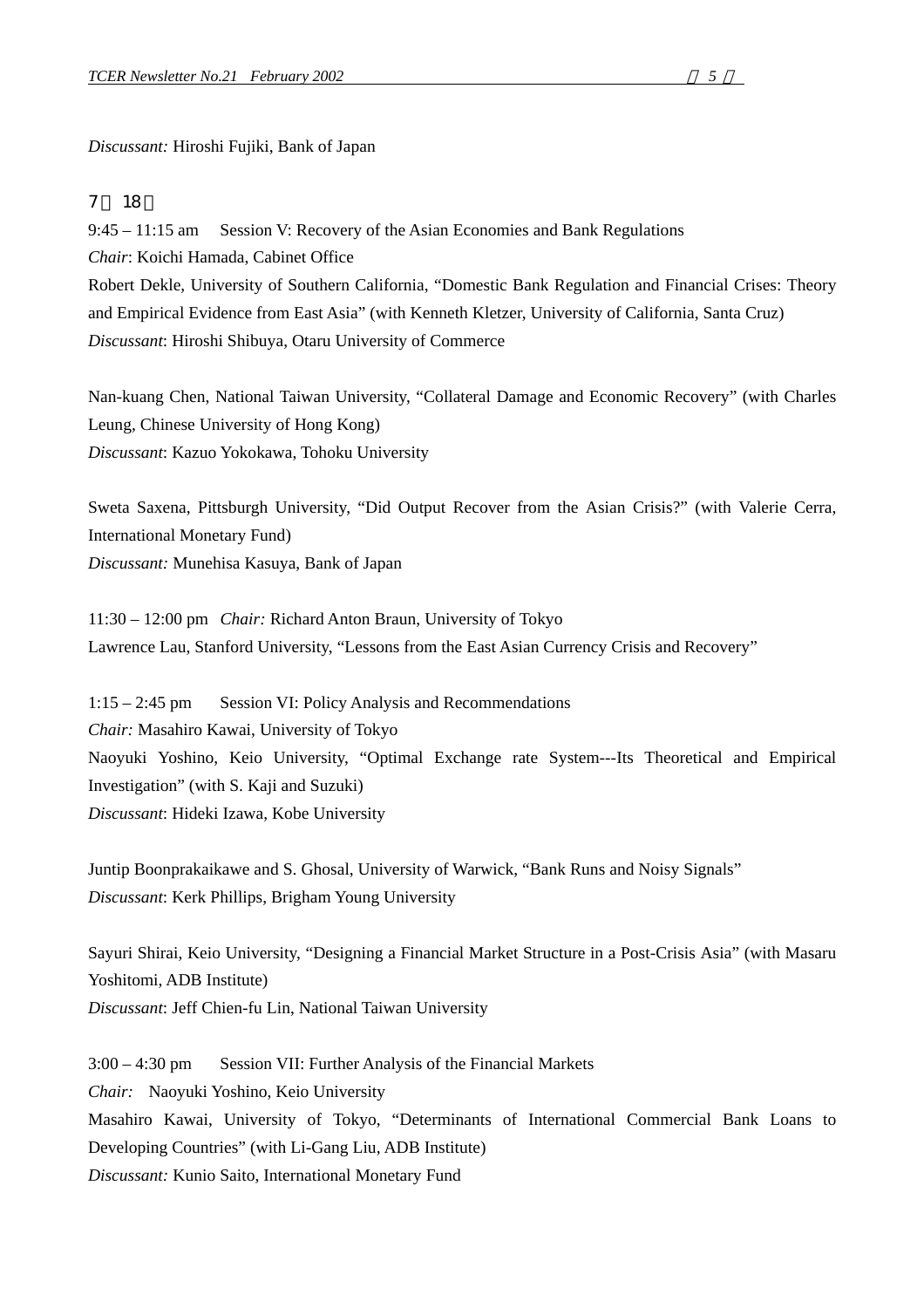*Discussant:* Hiroshi Fujiki, Bank of Japan

7月18日

9:45 – 11:15 am Session V: Recovery of the Asian Economies and Bank Regulations

*Chair*: Koichi Hamada, Cabinet Office

Robert Dekle, University of Southern California, "Domestic Bank Regulation and Financial Crises: Theory and Empirical Evidence from East Asia" (with Kenneth Kletzer, University of California, Santa Cruz)

*Discussant*: Hiroshi Shibuya, Otaru University of Commerce

Nan-kuang Chen, National Taiwan University, "Collateral Damage and Economic Recovery" (with Charles Leung, Chinese University of Hong Kong)

*Discussant*: Kazuo Yokokawa, Tohoku University

Sweta Saxena, Pittsburgh University, "Did Output Recover from the Asian Crisis?" (with Valerie Cerra, International Monetary Fund)

*Discussant:* Munehisa Kasuya, Bank of Japan

11:30 – 12:00 pm *Chair:* Richard Anton Braun, University of Tokyo

Lawrence Lau, Stanford University, "Lessons from the East Asian Currency Crisis and Recovery"

1:15 – 2:45 pm Session VI: Policy Analysis and Recommendations

*Chair:* Masahiro Kawai, University of Tokyo

Naoyuki Yoshino, Keio University, "Optimal Exchange rate System---Its Theoretical and Empirical Investigation" (with S. Kaji and Suzuki)

*Discussant*: Hideki Izawa, Kobe University

Juntip Boonprakaikawe and S. Ghosal, University of Warwick, "Bank Runs and Noisy Signals"

*Discussant*: Kerk Phillips, Brigham Young University

Sayuri Shirai, Keio University, "Designing a Financial Market Structure in a Post-Crisis Asia" (with Masaru Yoshitomi, ADB Institute)

*Discussant*: Jeff Chien-fu Lin, National Taiwan University

3:00 – 4:30 pm Session VII: Further Analysis of the Financial Markets

*Chair:* Naoyuki Yoshino, Keio University

Masahiro Kawai, University of Tokyo, "Determinants of International Commercial Bank Loans to Developing Countries" (with Li-Gang Liu, ADB Institute)

*Discussant:* Kunio Saito, International Monetary Fund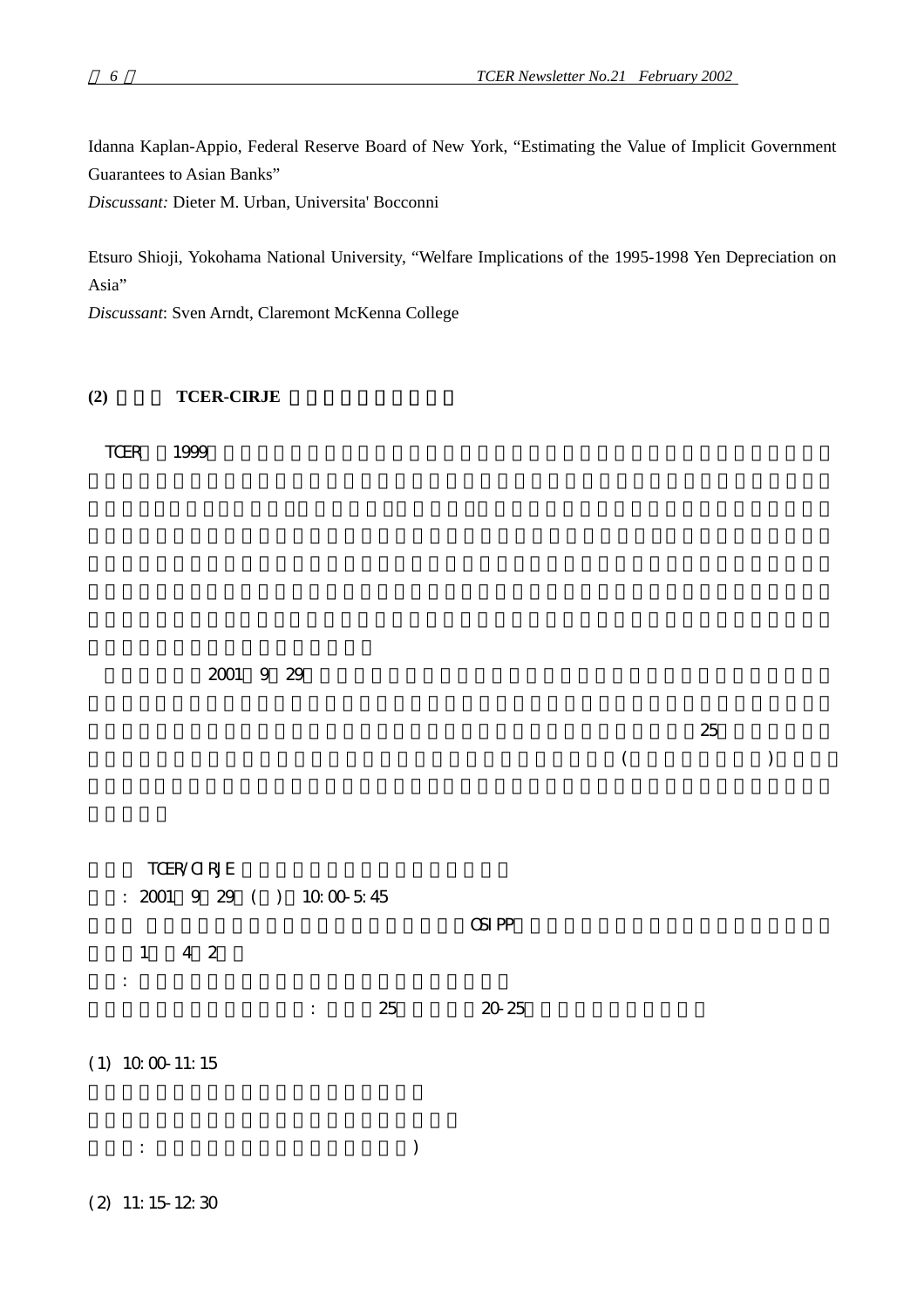Idanna Kaplan-Appio, Federal Reserve Board of New York, “Estimating the Value of Implicit Government Guarantees to Asian Banks”

*Discussant:* Dieter M. Urban, Universita' Bocconni

Etsuro Shioji, Yokohama National University, “Welfare Implications of the 1995-1998 Yen Depreciation on Asia”

*Discussant*: Sven Arndt, Claremont McKenna College

**(2) TCER-CIRJE**

TCER 1999

2001 9 29

25

( )

TCER/CIRJE

: 2001 9 29 ( ) 10:00-5:45

OSIPP

1 4 2

:

: 25 20-25

(1) 10:00-11:15

:                                   )

(2) 11:15-12:30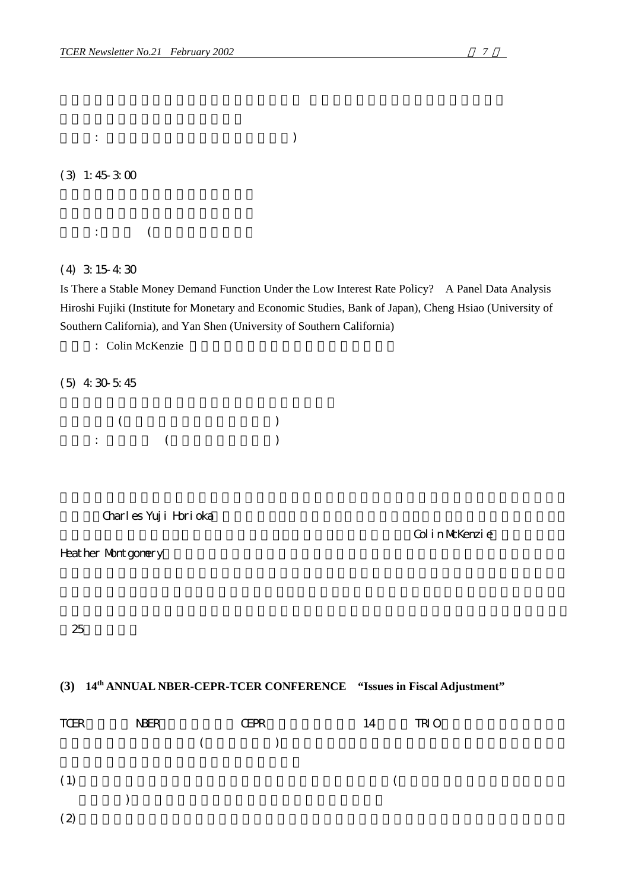: )

(3) 1:45-3:00

: (

(4) 3:15-4:30

Is There a Stable Money Demand Function Under the Low Interest Rate Policy? A Panel Data Analysis
Hiroshi Fujiki (Institute for Monetary and Economic Studies, Bank of Japan), Cheng Hsiao (University of Southern California), and Yan Shen (University of Southern California)

: Colin McKenzie

(5) 4:30-5:45

( )

: ( )

Charles Yuji Horioka

Colin McKenzie

Heather Montgomery

25

### (3) 14th ANNUAL NBER-CEPR-TCER CONFERENCE "Issues in Fiscal Adjustment"

TCER NBER CEPR 14 TRIO

( )

(1) (

)

(2)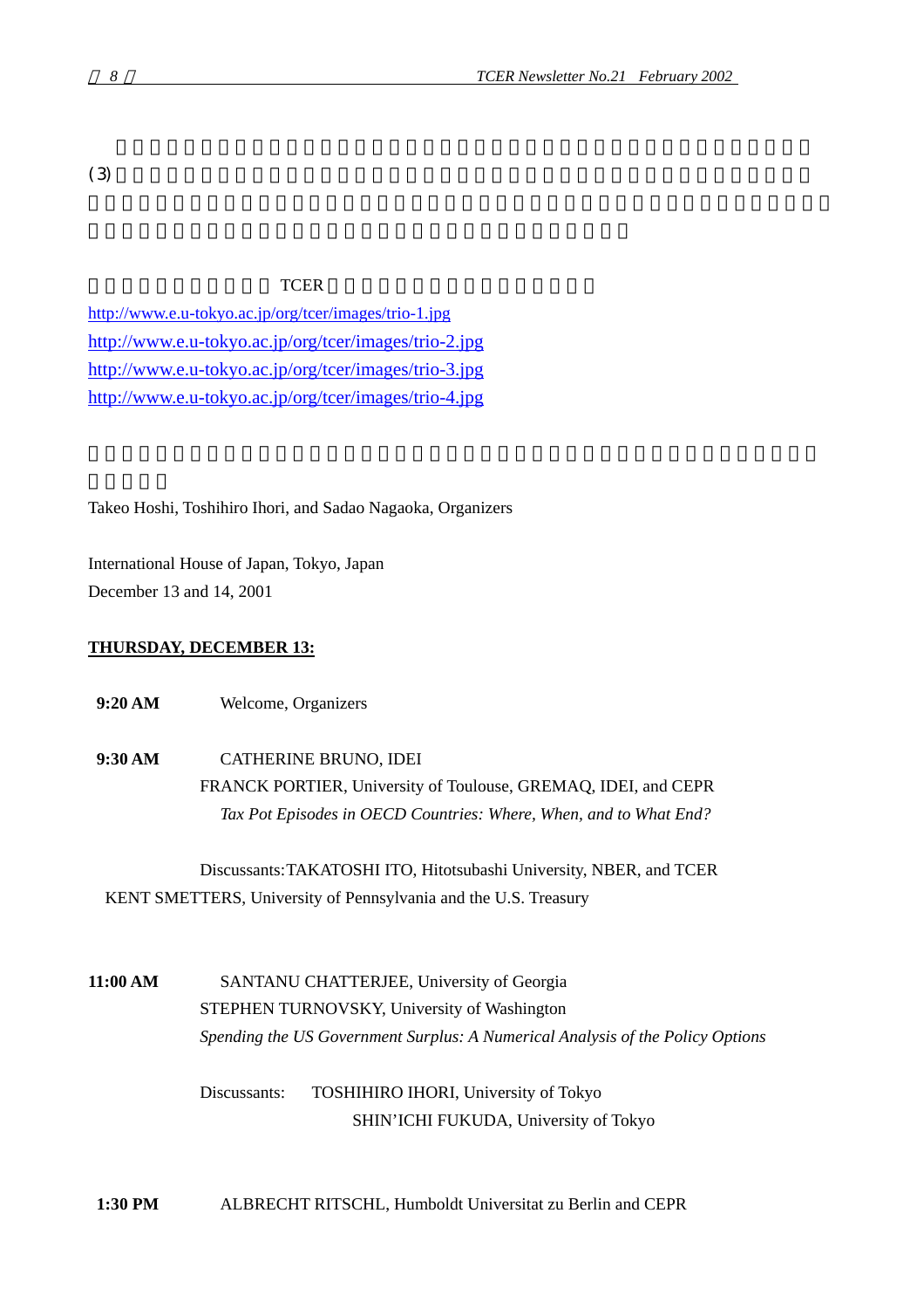(3)

TCER

http://www.e.u-tokyo.ac.jp/org/tcer/images/trio-1.jpg
http://www.e.u-tokyo.ac.jp/org/tcer/images/trio-2.jpg
http://www.e.u-tokyo.ac.jp/org/tcer/images/trio-3.jpg
http://www.e.u-tokyo.ac.jp/org/tcer/images/trio-4.jpg

Takeo Hoshi, Toshihiro Ihori, and Sadao Nagaoka, Organizers

International House of Japan, Tokyo, Japan
December 13 and 14, 2001

**THURSDAY, DECEMBER 13:**

**9:20 AM** Welcome, Organizers

**9:30 AM** CATHERINE BRUNO, IDEI
FRANCK PORTIER, University of Toulouse, GREMAQ, IDEI, and CEPR
*Tax Pot Episodes in OECD Countries: Where, When, and to What End?*

Discussants: TAKATOSHI ITO, Hitotsubashi University, NBER, and TCER
KENT SMETTERS, University of Pennsylvania and the U.S. Treasury

**11:00 AM** SANTANU CHATTERJEE, University of Georgia
STEPHEN TURNOVSKY, University of Washington
*Spending the US Government Surplus: A Numerical Analysis of the Policy Options*

Discussants: TOSHIHIRO IHORI, University of Tokyo
SHIN'ICHI FUKUDA, University of Tokyo

**1:30 PM** ALBRECHT RITSCHL, Humboldt Universitat zu Berlin and CEPR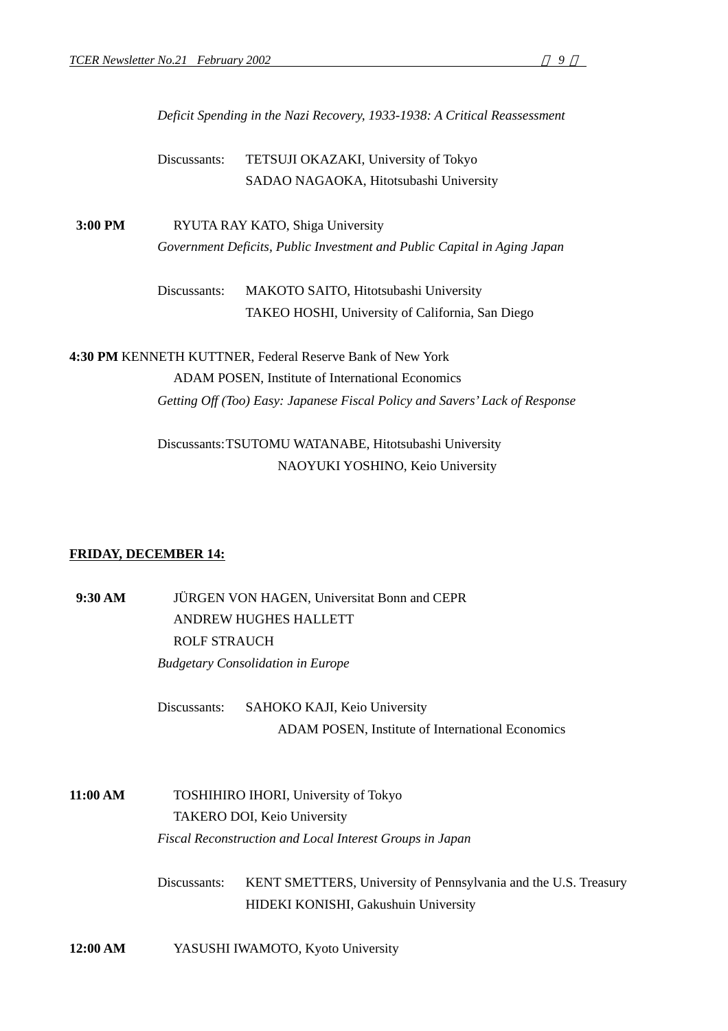*Deficit Spending in the Nazi Recovery, 1933-1938: A Critical Reassessment*

Discussants: TETSUJI OKAZAKI, University of Tokyo
SADAO NAGAOKA, Hitotsubashi University

**3:00 PM** RYUTA RAY KATO, Shiga University
*Government Deficits, Public Investment and Public Capital in Aging Japan*

Discussants: MAKOTO SAITO, Hitotsubashi University
TAKEO HOSHI, University of California, San Diego

**4:30 PM** KENNETH KUTTNER, Federal Reserve Bank of New York
ADAM POSEN, Institute of International Economics
*Getting Off (Too) Easy: Japanese Fiscal Policy and Savers' Lack of Response*

Discussants: TSUTOMU WATANABE, Hitotsubashi University
NAOYUKI YOSHINO, Keio University

**FRIDAY, DECEMBER 14:**

**9:30 AM** JÜRGEN VON HAGEN, Universitat Bonn and CEPR
ANDREW HUGHES HALLETT
ROLF STRAUCH
*Budgetary Consolidation in Europe*

Discussants: SAHOKO KAJI, Keio University
ADAM POSEN, Institute of International Economics

**11:00 AM** TOSHIHIRO IHORI, University of Tokyo
TAKERO DOI, Keio University
*Fiscal Reconstruction and Local Interest Groups in Japan*

Discussants: KENT SMETTERS, University of Pennsylvania and the U.S. Treasury
HIDEKI KONISHI, Gakushuin University

**12:00 AM** YASUSHI IWAMOTO, Kyoto University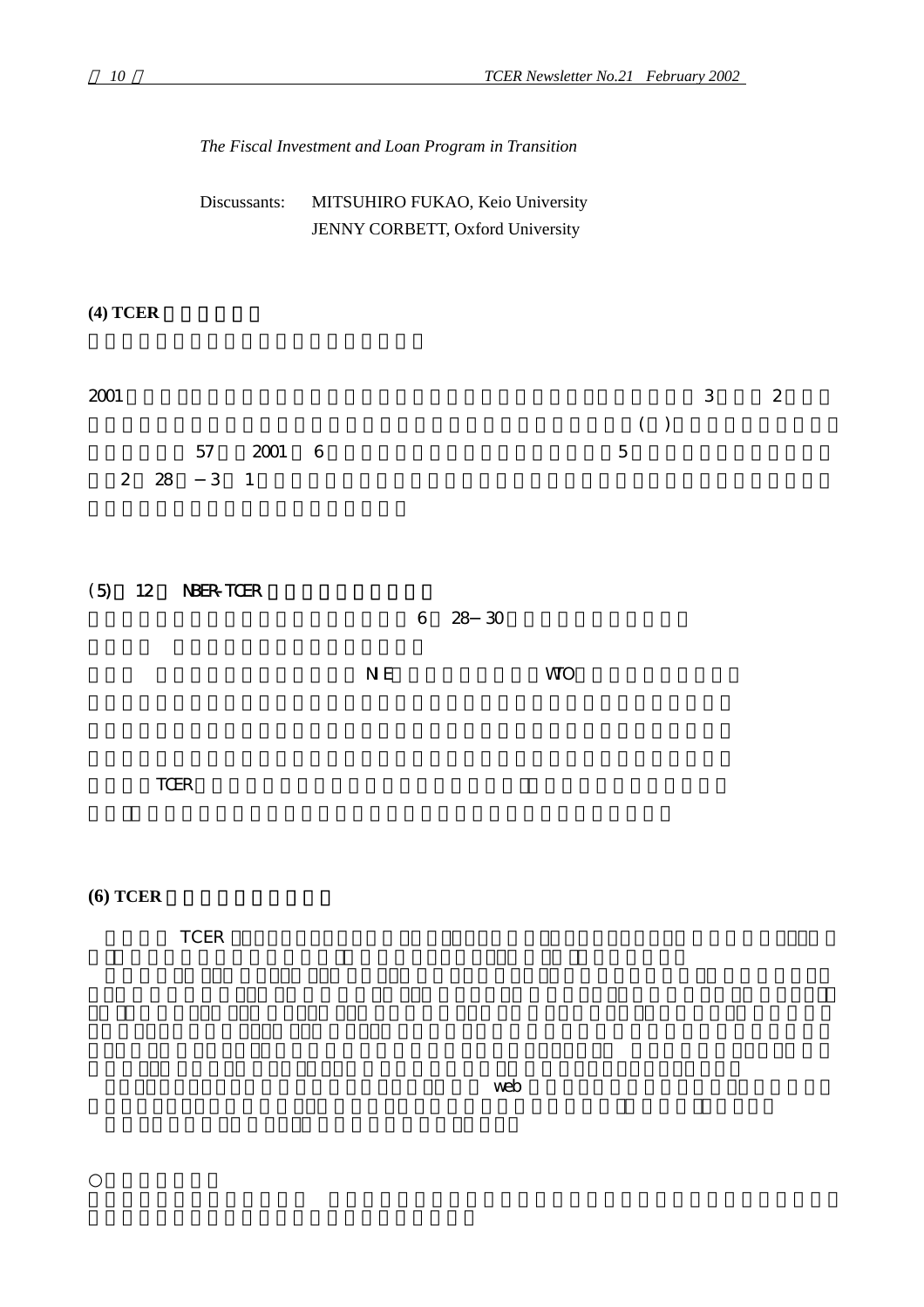*The Fiscal Investment and Loan Program in Transition*

Discussants: MITSUHIRO FUKAO, Keio University
JENNY CORBETT, Oxford University

**(4) TCER**

2001 3 2
( )
57 2001 6 5
2 28 －3 1

(5) 12 NBER-TCER
6 28－30

NIE WTO

TCER

**(6) TCER**

TCER

web

○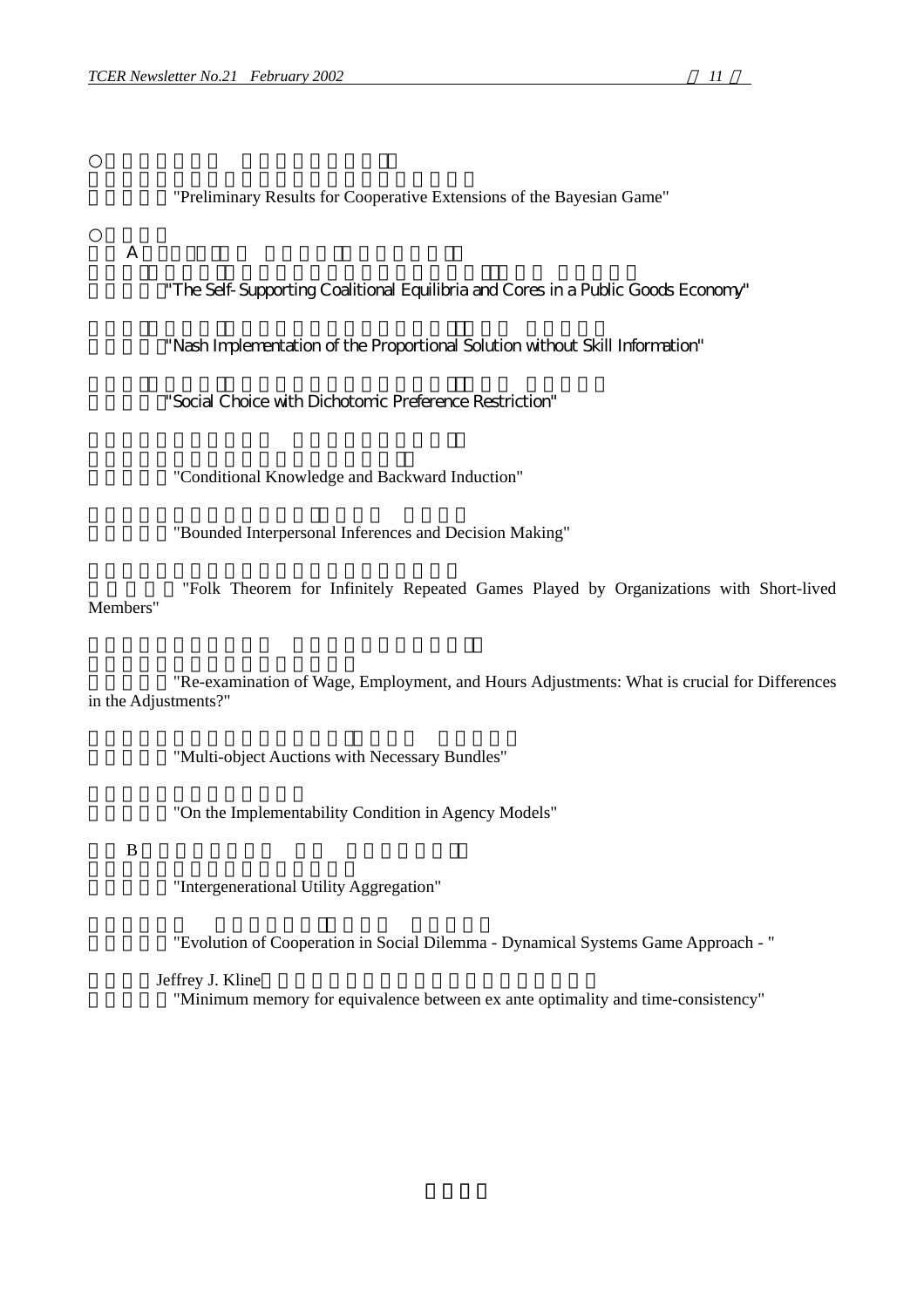○

"Preliminary Results for Cooperative Extensions of the Bayesian Game"

○

A

"The Self-Supporting Coalitional Equilibria and Cores in a Public Goods Economy"

"Nash Implementation of the Proportional Solution without Skill Information"

"Social Choice with Dichotomic Preference Restriction"

"Conditional Knowledge and Backward Induction"

"Bounded Interpersonal Inferences and Decision Making"

"Folk Theorem for Infinitely Repeated Games Played by Organizations with Short-lived Members"

"Re-examination of Wage, Employment, and Hours Adjustments: What is crucial for Differences in the Adjustments?"

"Multi-object Auctions with Necessary Bundles"

"On the Implementability Condition in Agency Models"

B

"Intergenerational Utility Aggregation"

"Evolution of Cooperation in Social Dilemma - Dynamical Systems Game Approach - "

Jeffrey J. Kline

"Minimum memory for equivalence between ex ante optimality and time-consistency"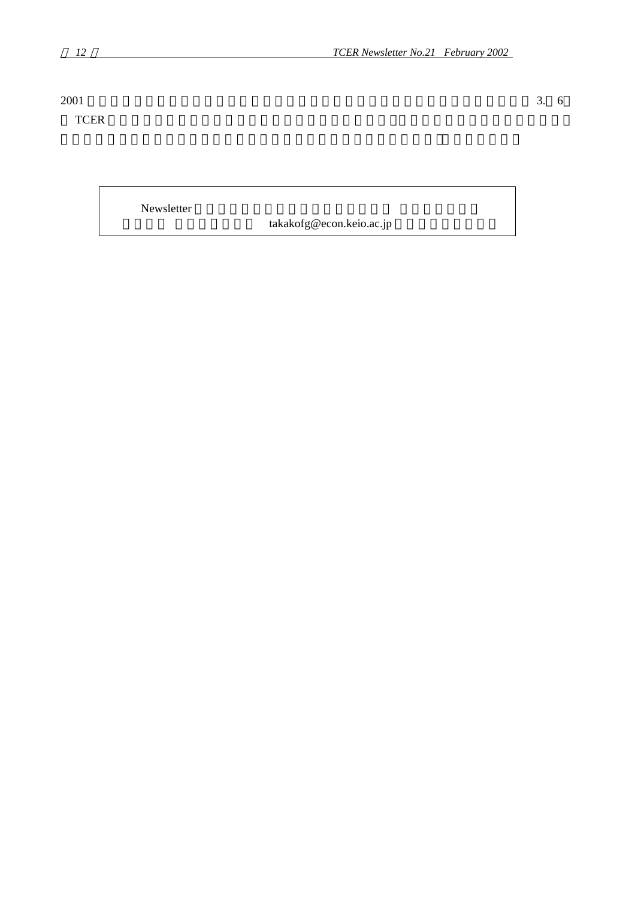2001 3. 6

TCER

Newsletter

takakofg@econ.keio.ac.jp